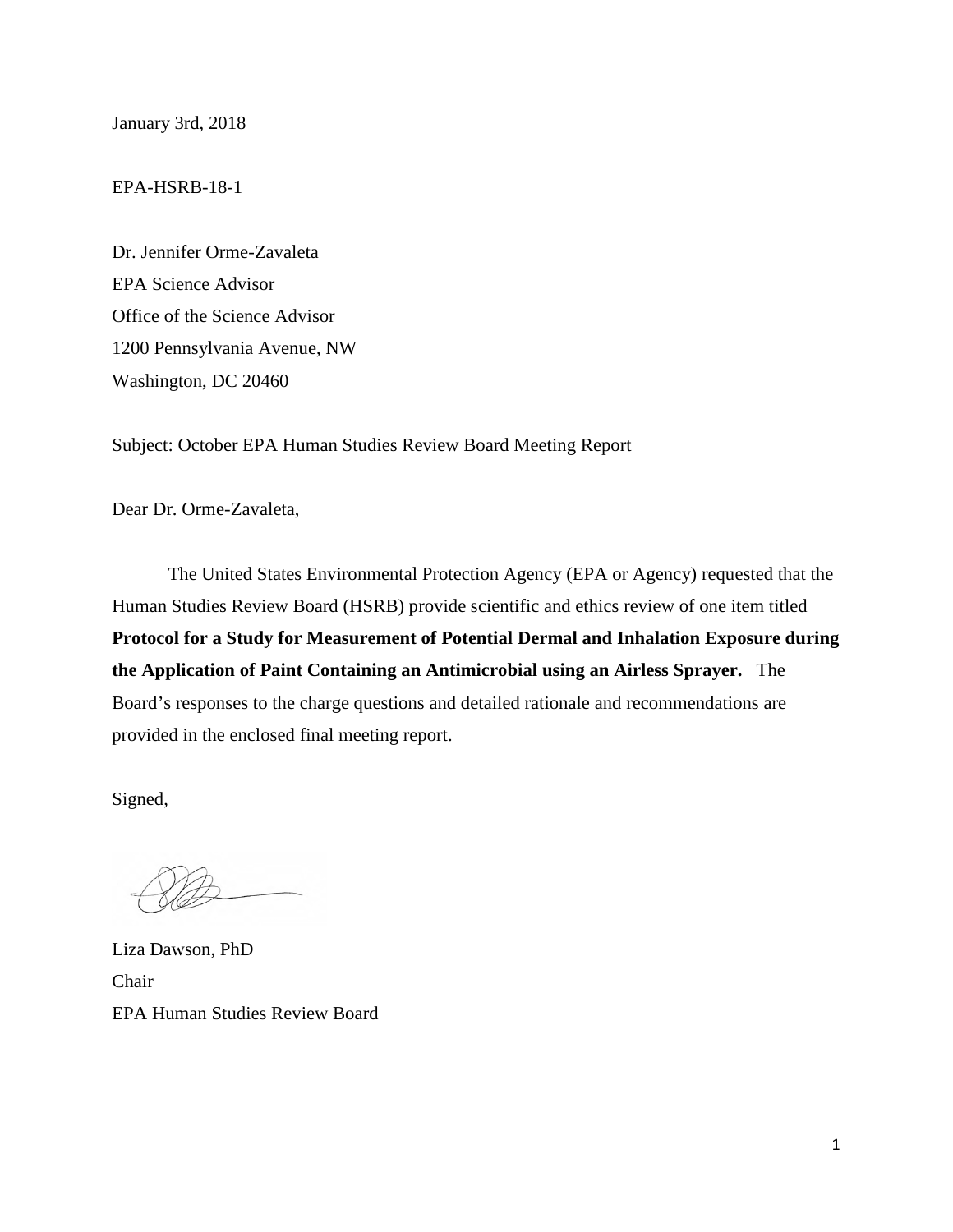January 3rd, 2018

EPA-HSRB-18-1

Dr. Jennifer Orme-Zavaleta
EPA Science Advisor
Office of the Science Advisor
1200 Pennsylvania Avenue, NW
Washington, DC 20460

Subject: October EPA Human Studies Review Board Meeting Report

Dear Dr. Orme-Zavaleta,

The United States Environmental Protection Agency (EPA or Agency) requested that the Human Studies Review Board (HSRB) provide scientific and ethics review of one item titled **Protocol for a Study for Measurement of Potential Dermal and Inhalation Exposure during the Application of Paint Containing an Antimicrobial using an Airless Sprayer.** The Board's responses to the charge questions and detailed rationale and recommendations are provided in the enclosed final meeting report.

Signed,

Liza Dawson, PhD
Chair
EPA Human Studies Review Board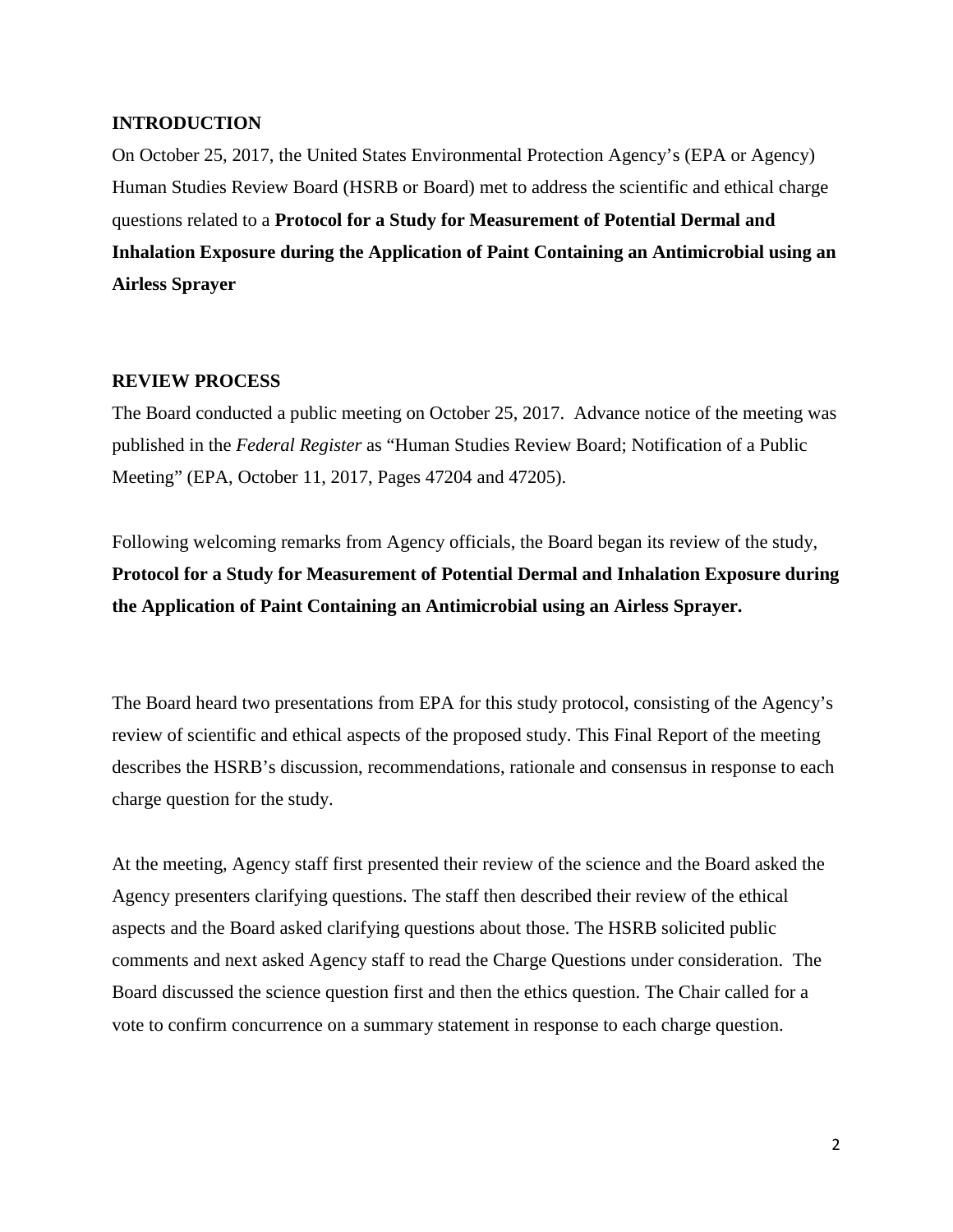## INTRODUCTION

On October 25, 2017, the United States Environmental Protection Agency's (EPA or Agency) Human Studies Review Board (HSRB or Board) met to address the scientific and ethical charge questions related to a **Protocol for a Study for Measurement of Potential Dermal and Inhalation Exposure during the Application of Paint Containing an Antimicrobial using an Airless Sprayer**

## REVIEW PROCESS

The Board conducted a public meeting on October 25, 2017. Advance notice of the meeting was published in the *Federal Register* as "Human Studies Review Board; Notification of a Public Meeting" (EPA, October 11, 2017, Pages 47204 and 47205).

Following welcoming remarks from Agency officials, the Board began its review of the study, **Protocol for a Study for Measurement of Potential Dermal and Inhalation Exposure during the Application of Paint Containing an Antimicrobial using an Airless Sprayer.**

The Board heard two presentations from EPA for this study protocol, consisting of the Agency's review of scientific and ethical aspects of the proposed study. This Final Report of the meeting describes the HSRB's discussion, recommendations, rationale and consensus in response to each charge question for the study.

At the meeting, Agency staff first presented their review of the science and the Board asked the Agency presenters clarifying questions. The staff then described their review of the ethical aspects and the Board asked clarifying questions about those. The HSRB solicited public comments and next asked Agency staff to read the Charge Questions under consideration. The Board discussed the science question first and then the ethics question. The Chair called for a vote to confirm concurrence on a summary statement in response to each charge question.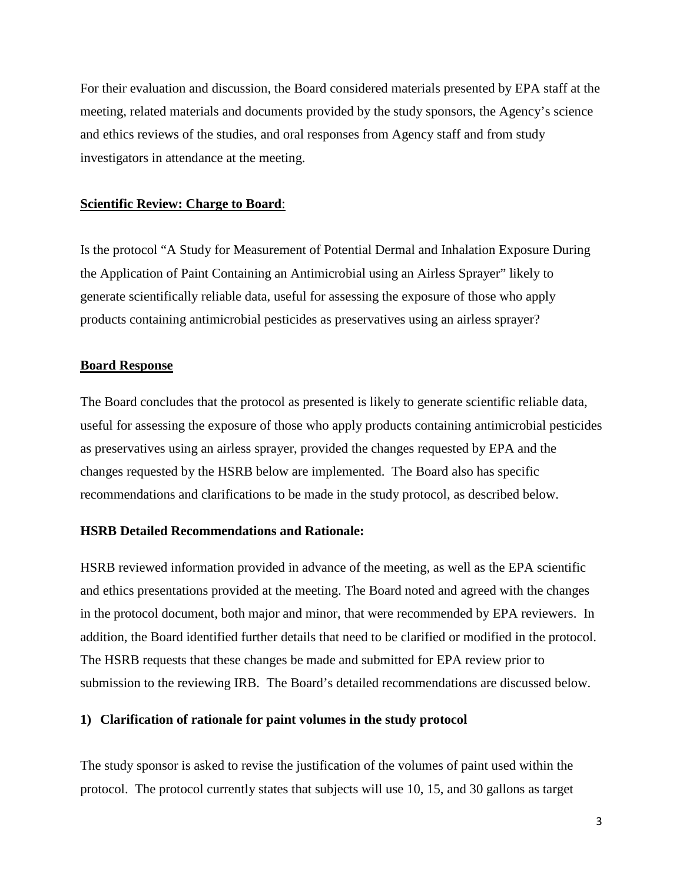For their evaluation and discussion, the Board considered materials presented by EPA staff at the meeting, related materials and documents provided by the study sponsors, the Agency's science and ethics reviews of the studies, and oral responses from Agency staff and from study investigators in attendance at the meeting.

**Scientific Review: Charge to Board**:

Is the protocol "A Study for Measurement of Potential Dermal and Inhalation Exposure During the Application of Paint Containing an Antimicrobial using an Airless Sprayer" likely to generate scientifically reliable data, useful for assessing the exposure of those who apply products containing antimicrobial pesticides as preservatives using an airless sprayer?

**Board Response**

The Board concludes that the protocol as presented is likely to generate scientific reliable data, useful for assessing the exposure of those who apply products containing antimicrobial pesticides as preservatives using an airless sprayer, provided the changes requested by EPA and the changes requested by the HSRB below are implemented. The Board also has specific recommendations and clarifications to be made in the study protocol, as described below.

**HSRB Detailed Recommendations and Rationale:**

HSRB reviewed information provided in advance of the meeting, as well as the EPA scientific and ethics presentations provided at the meeting. The Board noted and agreed with the changes in the protocol document, both major and minor, that were recommended by EPA reviewers. In addition, the Board identified further details that need to be clarified or modified in the protocol. The HSRB requests that these changes be made and submitted for EPA review prior to submission to the reviewing IRB. The Board's detailed recommendations are discussed below.

**1) Clarification of rationale for paint volumes in the study protocol**

The study sponsor is asked to revise the justification of the volumes of paint used within the protocol. The protocol currently states that subjects will use 10, 15, and 30 gallons as target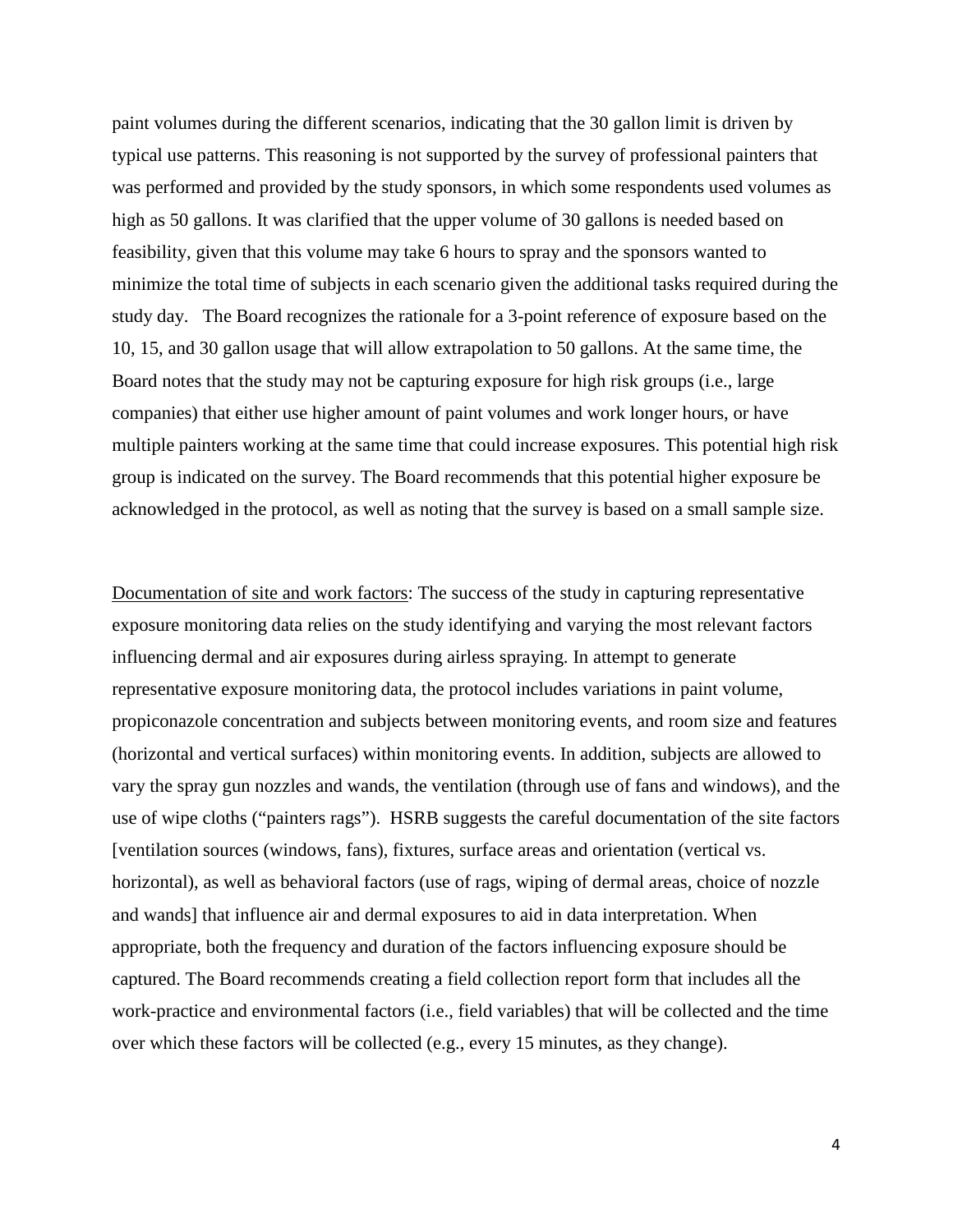paint volumes during the different scenarios, indicating that the 30 gallon limit is driven by typical use patterns. This reasoning is not supported by the survey of professional painters that was performed and provided by the study sponsors, in which some respondents used volumes as high as 50 gallons. It was clarified that the upper volume of 30 gallons is needed based on feasibility, given that this volume may take 6 hours to spray and the sponsors wanted to minimize the total time of subjects in each scenario given the additional tasks required during the study day. The Board recognizes the rationale for a 3-point reference of exposure based on the 10, 15, and 30 gallon usage that will allow extrapolation to 50 gallons. At the same time, the Board notes that the study may not be capturing exposure for high risk groups (i.e., large companies) that either use higher amount of paint volumes and work longer hours, or have multiple painters working at the same time that could increase exposures. This potential high risk group is indicated on the survey. The Board recommends that this potential higher exposure be acknowledged in the protocol, as well as noting that the survey is based on a small sample size.

<u>Documentation of site and work factors</u>: The success of the study in capturing representative exposure monitoring data relies on the study identifying and varying the most relevant factors influencing dermal and air exposures during airless spraying. In attempt to generate representative exposure monitoring data, the protocol includes variations in paint volume, propiconazole concentration and subjects between monitoring events, and room size and features (horizontal and vertical surfaces) within monitoring events. In addition, subjects are allowed to vary the spray gun nozzles and wands, the ventilation (through use of fans and windows), and the use of wipe cloths ("painters rags"). HSRB suggests the careful documentation of the site factors [ventilation sources (windows, fans), fixtures, surface areas and orientation (vertical vs. horizontal), as well as behavioral factors (use of rags, wiping of dermal areas, choice of nozzle and wands] that influence air and dermal exposures to aid in data interpretation. When appropriate, both the frequency and duration of the factors influencing exposure should be captured. The Board recommends creating a field collection report form that includes all the work-practice and environmental factors (i.e., field variables) that will be collected and the time over which these factors will be collected (e.g., every 15 minutes, as they change).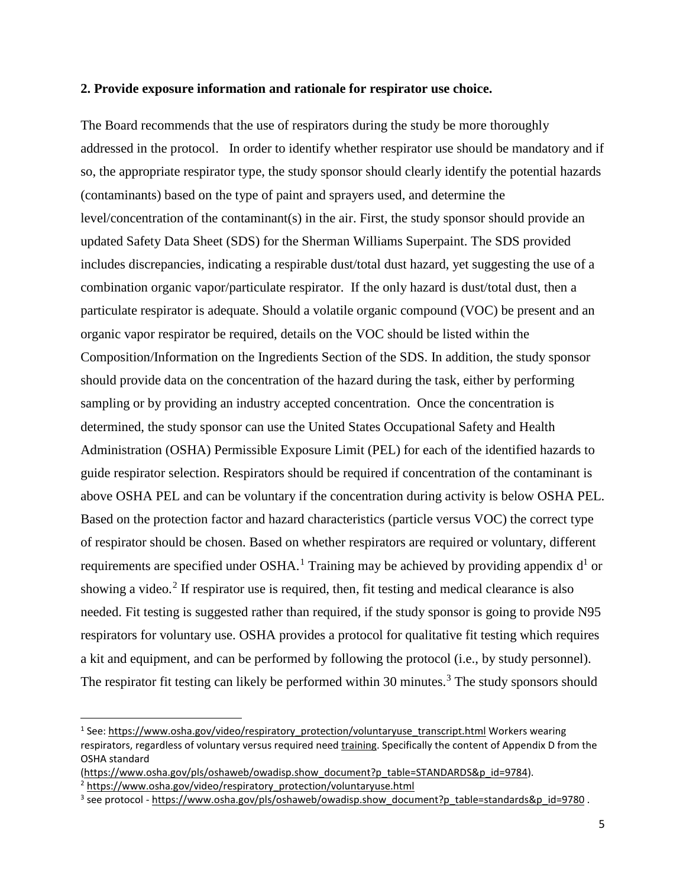**2. Provide exposure information and rationale for respirator use choice.**

The Board recommends that the use of respirators during the study be more thoroughly addressed in the protocol. In order to identify whether respirator use should be mandatory and if so, the appropriate respirator type, the study sponsor should clearly identify the potential hazards (contaminants) based on the type of paint and sprayers used, and determine the level/concentration of the contaminant(s) in the air. First, the study sponsor should provide an updated Safety Data Sheet (SDS) for the Sherman Williams Superpaint. The SDS provided includes discrepancies, indicating a respirable dust/total dust hazard, yet suggesting the use of a combination organic vapor/particulate respirator. If the only hazard is dust/total dust, then a particulate respirator is adequate. Should a volatile organic compound (VOC) be present and an organic vapor respirator be required, details on the VOC should be listed within the Composition/Information on the Ingredients Section of the SDS. In addition, the study sponsor should provide data on the concentration of the hazard during the task, either by performing sampling or by providing an industry accepted concentration. Once the concentration is determined, the study sponsor can use the United States Occupational Safety and Health Administration (OSHA) Permissible Exposure Limit (PEL) for each of the identified hazards to guide respirator selection. Respirators should be required if concentration of the contaminant is above OSHA PEL and can be voluntary if the concentration during activity is below OSHA PEL. Based on the protection factor and hazard characteristics (particle versus VOC) the correct type of respirator should be chosen. Based on whether respirators are required or voluntary, different requirements are specified under OSHA.[1] Training may be achieved by providing appendix d[1] or showing a video.[2] If respirator use is required, then, fit testing and medical clearance is also needed. Fit testing is suggested rather than required, if the study sponsor is going to provide N95 respirators for voluntary use. OSHA provides a protocol for qualitative fit testing which requires a kit and equipment, and can be performed by following the protocol (i.e., by study personnel). The respirator fit testing can likely be performed within 30 minutes.[3] The study sponsors should

---

[1] See: https://www.osha.gov/video/respiratory_protection/voluntaryuse_transcript.html Workers wearing respirators, regardless of voluntary versus required need training. Specifically the content of Appendix D from the OSHA standard (https://www.osha.gov/pls/oshaweb/owadisp.show_document?p_table=STANDARDS&p_id=9784).

[2] https://www.osha.gov/video/respiratory_protection/voluntaryuse.html

[3] see protocol - https://www.osha.gov/pls/oshaweb/owadisp.show_document?p_table=standards&p_id=9780 .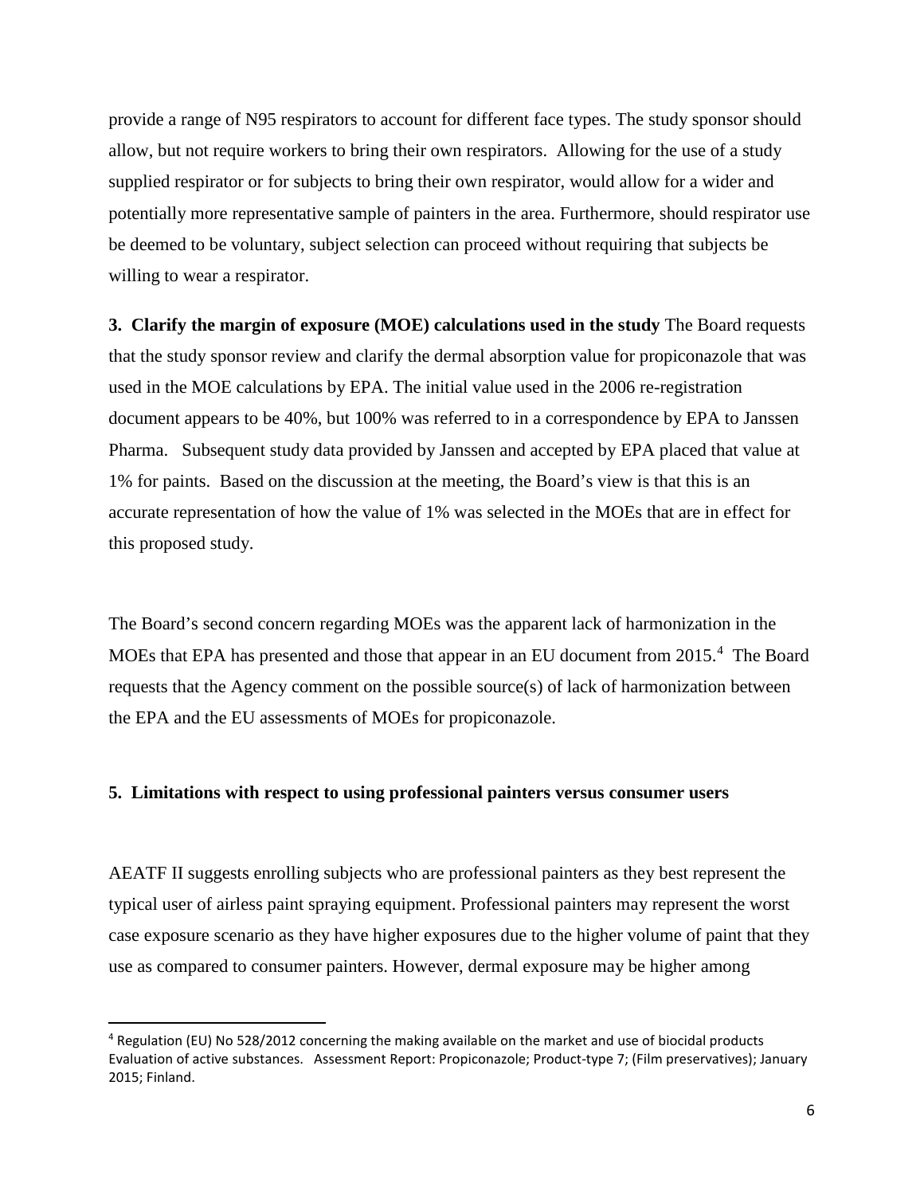provide a range of N95 respirators to account for different face types. The study sponsor should allow, but not require workers to bring their own respirators. Allowing for the use of a study supplied respirator or for subjects to bring their own respirator, would allow for a wider and potentially more representative sample of painters in the area. Furthermore, should respirator use be deemed to be voluntary, subject selection can proceed without requiring that subjects be willing to wear a respirator.

**3. Clarify the margin of exposure (MOE) calculations used in the study** The Board requests that the study sponsor review and clarify the dermal absorption value for propiconazole that was used in the MOE calculations by EPA. The initial value used in the 2006 re-registration document appears to be 40%, but 100% was referred to in a correspondence by EPA to Janssen Pharma. Subsequent study data provided by Janssen and accepted by EPA placed that value at 1% for paints. Based on the discussion at the meeting, the Board's view is that this is an accurate representation of how the value of 1% was selected in the MOEs that are in effect for this proposed study.

The Board's second concern regarding MOEs was the apparent lack of harmonization in the MOEs that EPA has presented and those that appear in an EU document from 2015.[4] The Board requests that the Agency comment on the possible source(s) of lack of harmonization between the EPA and the EU assessments of MOEs for propiconazole.

**5. Limitations with respect to using professional painters versus consumer users**

AEATF II suggests enrolling subjects who are professional painters as they best represent the typical user of airless paint spraying equipment. Professional painters may represent the worst case exposure scenario as they have higher exposures due to the higher volume of paint that they use as compared to consumer painters. However, dermal exposure may be higher among

[4] Regulation (EU) No 528/2012 concerning the making available on the market and use of biocidal products Evaluation of active substances. Assessment Report: Propiconazole; Product-type 7; (Film preservatives); January 2015; Finland.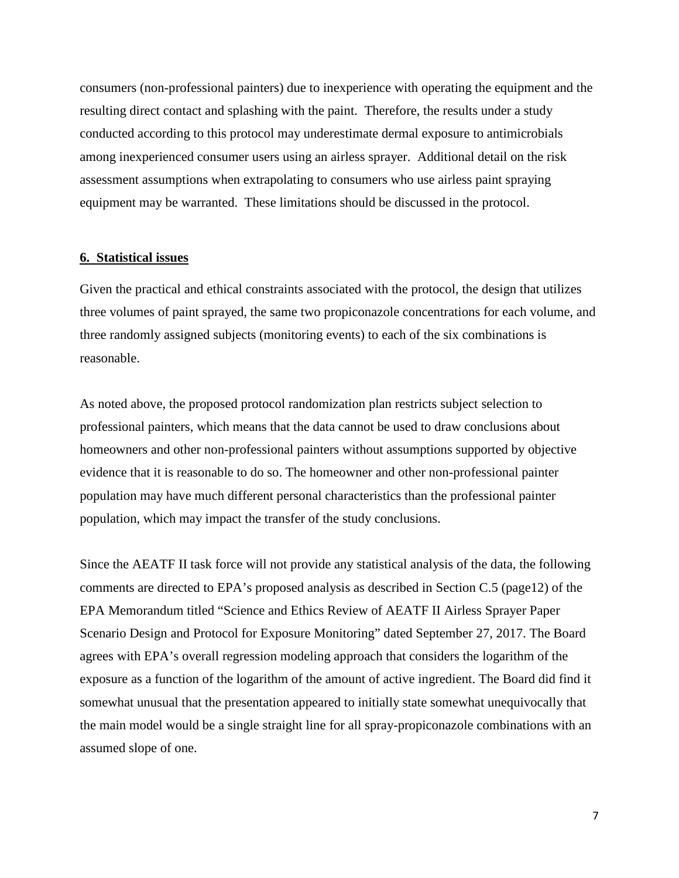consumers (non-professional painters) due to inexperience with operating the equipment and the resulting direct contact and splashing with the paint. Therefore, the results under a study conducted according to this protocol may underestimate dermal exposure to antimicrobials among inexperienced consumer users using an airless sprayer. Additional detail on the risk assessment assumptions when extrapolating to consumers who use airless paint spraying equipment may be warranted. These limitations should be discussed in the protocol.

## 6. Statistical issues

Given the practical and ethical constraints associated with the protocol, the design that utilizes three volumes of paint sprayed, the same two propiconazole concentrations for each volume, and three randomly assigned subjects (monitoring events) to each of the six combinations is reasonable.

As noted above, the proposed protocol randomization plan restricts subject selection to professional painters, which means that the data cannot be used to draw conclusions about homeowners and other non-professional painters without assumptions supported by objective evidence that it is reasonable to do so. The homeowner and other non-professional painter population may have much different personal characteristics than the professional painter population, which may impact the transfer of the study conclusions.

Since the AEATF II task force will not provide any statistical analysis of the data, the following comments are directed to EPA's proposed analysis as described in Section C.5 (page12) of the EPA Memorandum titled "Science and Ethics Review of AEATF II Airless Sprayer Paper Scenario Design and Protocol for Exposure Monitoring" dated September 27, 2017. The Board agrees with EPA's overall regression modeling approach that considers the logarithm of the exposure as a function of the logarithm of the amount of active ingredient. The Board did find it somewhat unusual that the presentation appeared to initially state somewhat unequivocally that the main model would be a single straight line for all spray-propiconazole combinations with an assumed slope of one.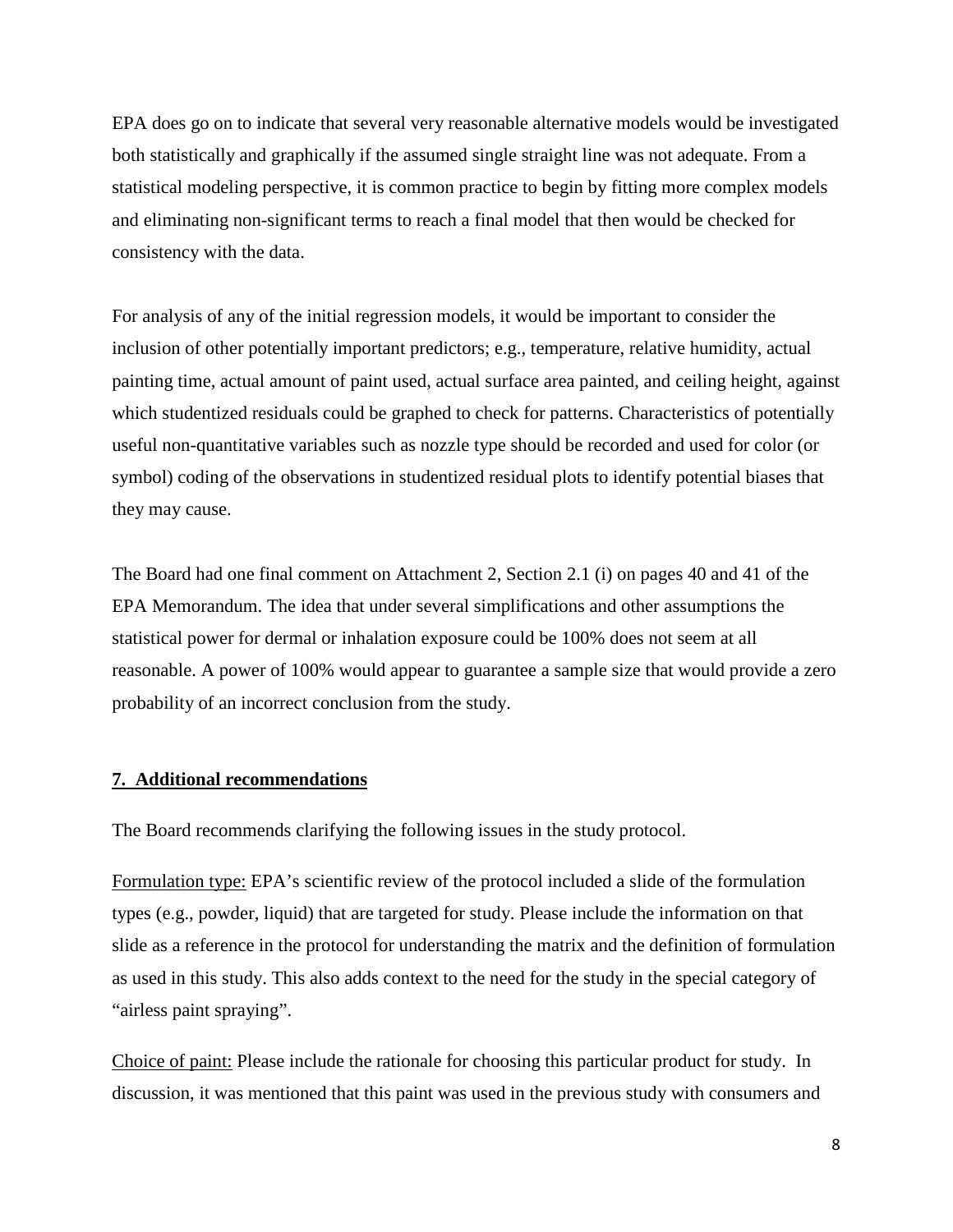EPA does go on to indicate that several very reasonable alternative models would be investigated both statistically and graphically if the assumed single straight line was not adequate. From a statistical modeling perspective, it is common practice to begin by fitting more complex models and eliminating non-significant terms to reach a final model that then would be checked for consistency with the data.

For analysis of any of the initial regression models, it would be important to consider the inclusion of other potentially important predictors; e.g., temperature, relative humidity, actual painting time, actual amount of paint used, actual surface area painted, and ceiling height, against which studentized residuals could be graphed to check for patterns. Characteristics of potentially useful non-quantitative variables such as nozzle type should be recorded and used for color (or symbol) coding of the observations in studentized residual plots to identify potential biases that they may cause.

The Board had one final comment on Attachment 2, Section 2.1 (i) on pages 40 and 41 of the EPA Memorandum. The idea that under several simplifications and other assumptions the statistical power for dermal or inhalation exposure could be 100% does not seem at all reasonable. A power of 100% would appear to guarantee a sample size that would provide a zero probability of an incorrect conclusion from the study.

## 7. Additional recommendations

The Board recommends clarifying the following issues in the study protocol.

Formulation type: EPA's scientific review of the protocol included a slide of the formulation types (e.g., powder, liquid) that are targeted for study. Please include the information on that slide as a reference in the protocol for understanding the matrix and the definition of formulation as used in this study. This also adds context to the need for the study in the special category of "airless paint spraying".

Choice of paint: Please include the rationale for choosing this particular product for study. In discussion, it was mentioned that this paint was used in the previous study with consumers and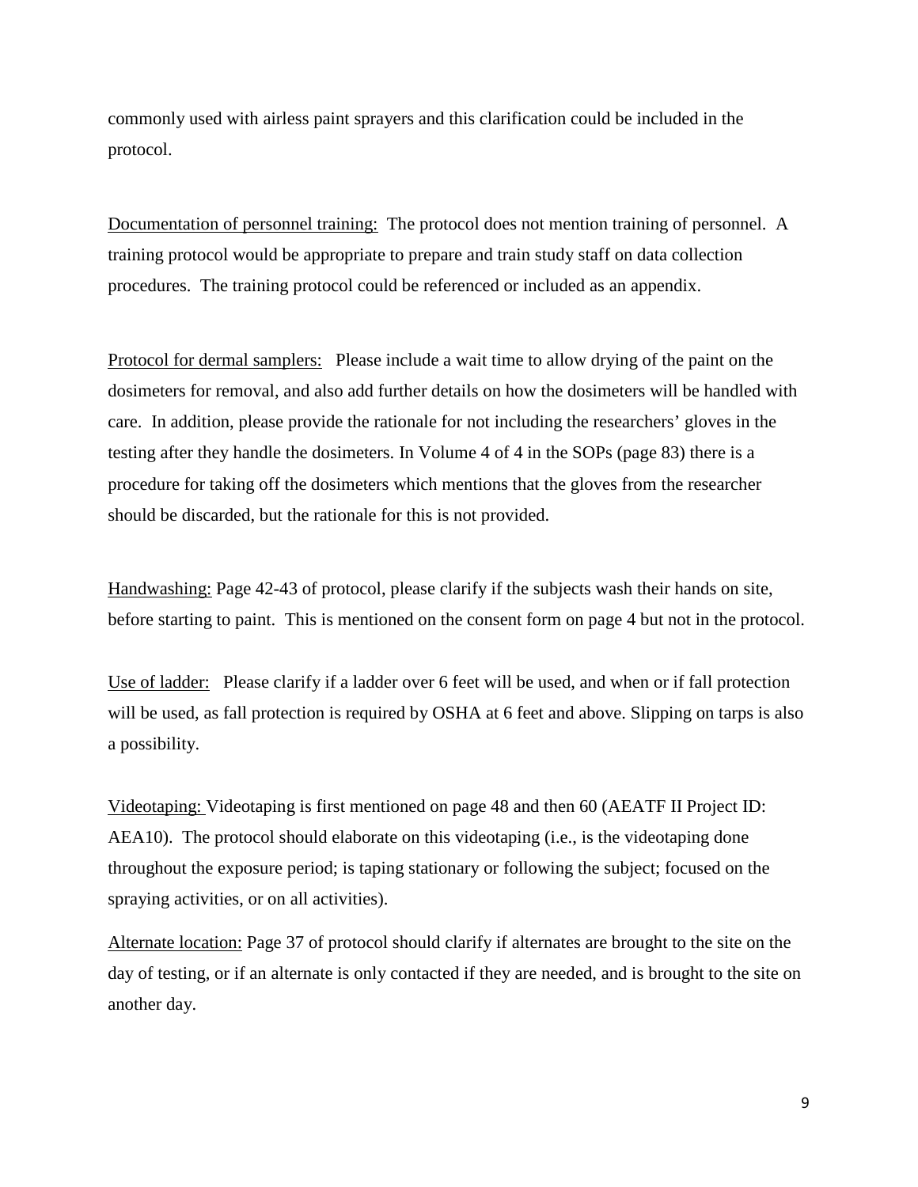commonly used with airless paint sprayers and this clarification could be included in the protocol.

<u>Documentation of personnel training:</u> The protocol does not mention training of personnel. A training protocol would be appropriate to prepare and train study staff on data collection procedures. The training protocol could be referenced or included as an appendix.

<u>Protocol for dermal samplers:</u> Please include a wait time to allow drying of the paint on the dosimeters for removal, and also add further details on how the dosimeters will be handled with care. In addition, please provide the rationale for not including the researchers' gloves in the testing after they handle the dosimeters. In Volume 4 of 4 in the SOPs (page 83) there is a procedure for taking off the dosimeters which mentions that the gloves from the researcher should be discarded, but the rationale for this is not provided.

<u>Handwashing:</u> Page 42-43 of protocol, please clarify if the subjects wash their hands on site, before starting to paint. This is mentioned on the consent form on page 4 but not in the protocol.

<u>Use of ladder:</u> Please clarify if a ladder over 6 feet will be used, and when or if fall protection will be used, as fall protection is required by OSHA at 6 feet and above. Slipping on tarps is also a possibility.

<u>Videotaping:</u> Videotaping is first mentioned on page 48 and then 60 (AEATF II Project ID: AEA10). The protocol should elaborate on this videotaping (i.e., is the videotaping done throughout the exposure period; is taping stationary or following the subject; focused on the spraying activities, or on all activities).

<u>Alternate location:</u> Page 37 of protocol should clarify if alternates are brought to the site on the day of testing, or if an alternate is only contacted if they are needed, and is brought to the site on another day.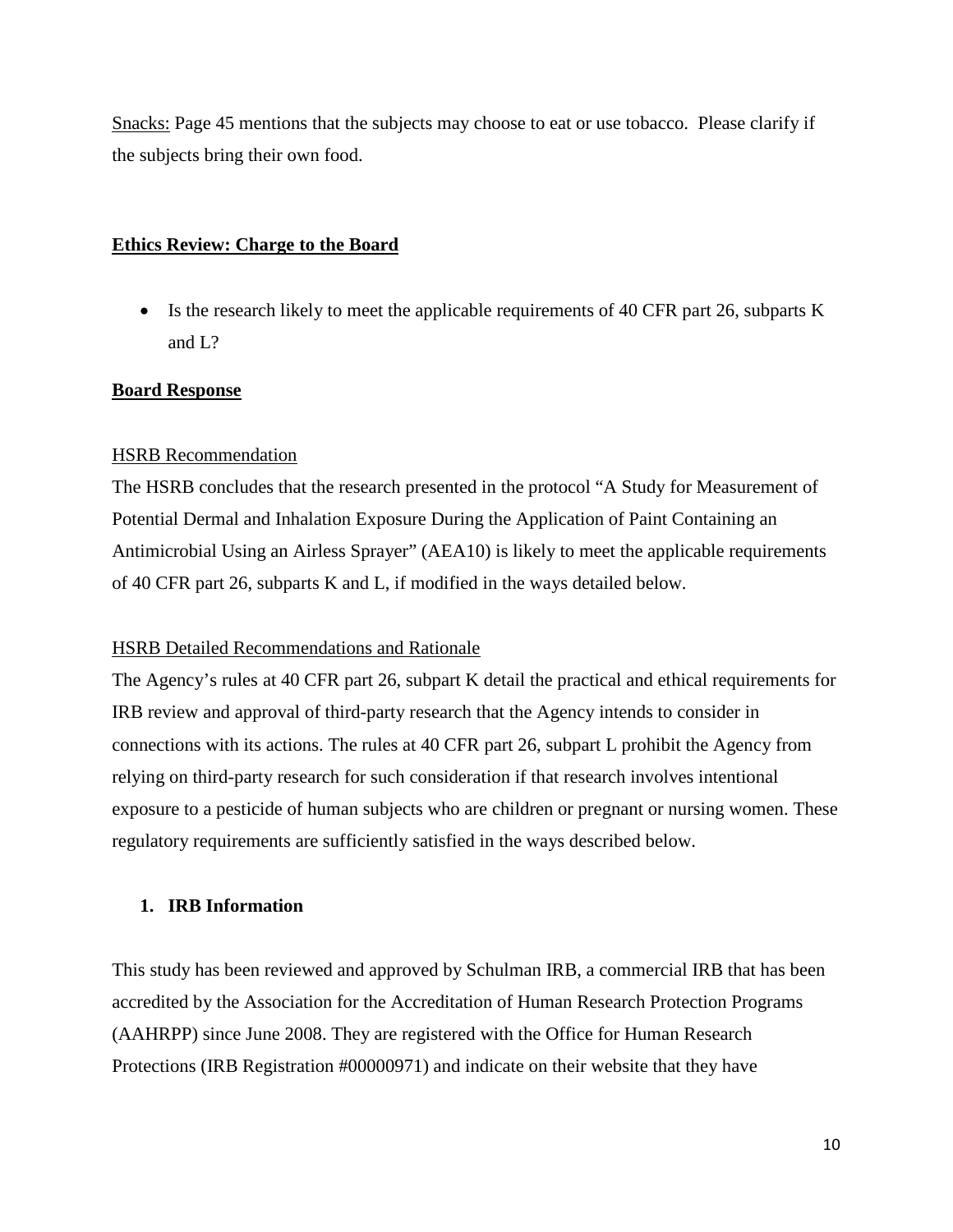<u>Snacks:</u> Page 45 mentions that the subjects may choose to eat or use tobacco. Please clarify if the subjects bring their own food.

## Ethics Review: Charge to the Board

- Is the research likely to meet the applicable requirements of 40 CFR part 26, subparts K and L?

## Board Response

<u>HSRB Recommendation</u>

The HSRB concludes that the research presented in the protocol "A Study for Measurement of Potential Dermal and Inhalation Exposure During the Application of Paint Containing an Antimicrobial Using an Airless Sprayer" (AEA10) is likely to meet the applicable requirements of 40 CFR part 26, subparts K and L, if modified in the ways detailed below.

<u>HSRB Detailed Recommendations and Rationale</u>

The Agency's rules at 40 CFR part 26, subpart K detail the practical and ethical requirements for IRB review and approval of third-party research that the Agency intends to consider in connections with its actions. The rules at 40 CFR part 26, subpart L prohibit the Agency from relying on third-party research for such consideration if that research involves intentional exposure to a pesticide of human subjects who are children or pregnant or nursing women. These regulatory requirements are sufficiently satisfied in the ways described below.

### 1. IRB Information

This study has been reviewed and approved by Schulman IRB, a commercial IRB that has been accredited by the Association for the Accreditation of Human Research Protection Programs (AAHRPP) since June 2008. They are registered with the Office for Human Research Protections (IRB Registration #00000971) and indicate on their website that they have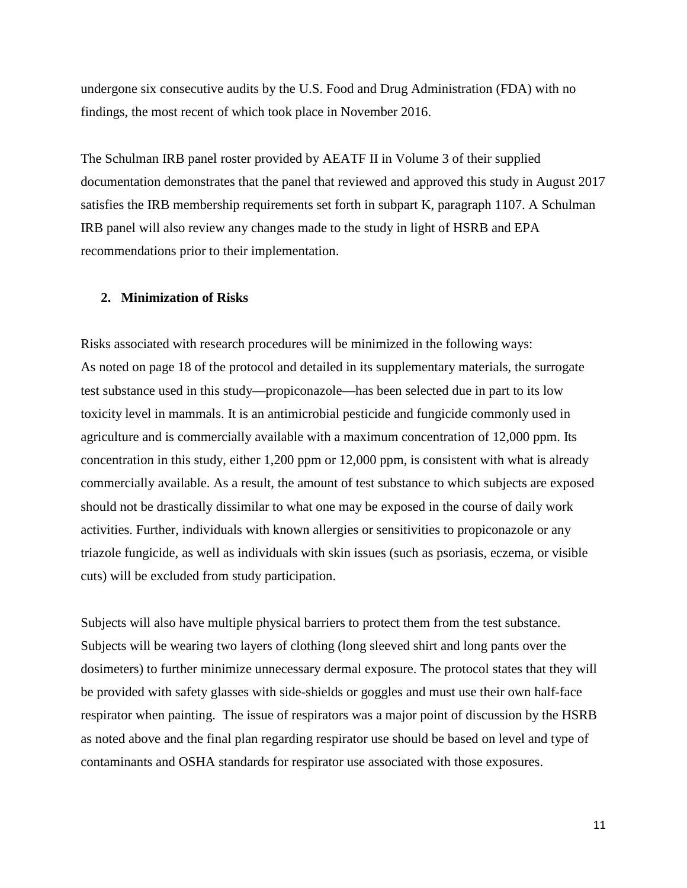undergone six consecutive audits by the U.S. Food and Drug Administration (FDA) with no findings, the most recent of which took place in November 2016.

The Schulman IRB panel roster provided by AEATF II in Volume 3 of their supplied documentation demonstrates that the panel that reviewed and approved this study in August 2017 satisfies the IRB membership requirements set forth in subpart K, paragraph 1107. A Schulman IRB panel will also review any changes made to the study in light of HSRB and EPA recommendations prior to their implementation.

**2. Minimization of Risks**

Risks associated with research procedures will be minimized in the following ways:
As noted on page 18 of the protocol and detailed in its supplementary materials, the surrogate test substance used in this study—propiconazole—has been selected due in part to its low toxicity level in mammals. It is an antimicrobial pesticide and fungicide commonly used in agriculture and is commercially available with a maximum concentration of 12,000 ppm. Its concentration in this study, either 1,200 ppm or 12,000 ppm, is consistent with what is already commercially available. As a result, the amount of test substance to which subjects are exposed should not be drastically dissimilar to what one may be exposed in the course of daily work activities. Further, individuals with known allergies or sensitivities to propiconazole or any triazole fungicide, as well as individuals with skin issues (such as psoriasis, eczema, or visible cuts) will be excluded from study participation.

Subjects will also have multiple physical barriers to protect them from the test substance. Subjects will be wearing two layers of clothing (long sleeved shirt and long pants over the dosimeters) to further minimize unnecessary dermal exposure. The protocol states that they will be provided with safety glasses with side-shields or goggles and must use their own half-face respirator when painting. The issue of respirators was a major point of discussion by the HSRB as noted above and the final plan regarding respirator use should be based on level and type of contaminants and OSHA standards for respirator use associated with those exposures.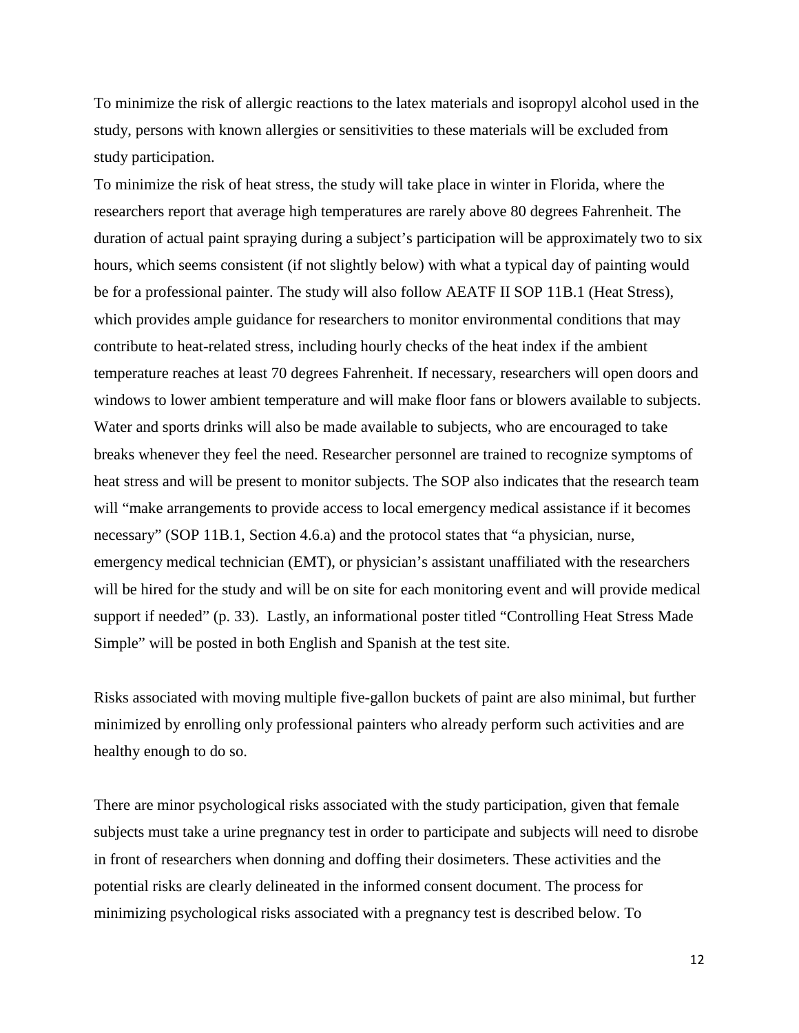To minimize the risk of allergic reactions to the latex materials and isopropyl alcohol used in the study, persons with known allergies or sensitivities to these materials will be excluded from study participation.

To minimize the risk of heat stress, the study will take place in winter in Florida, where the researchers report that average high temperatures are rarely above 80 degrees Fahrenheit. The duration of actual paint spraying during a subject's participation will be approximately two to six hours, which seems consistent (if not slightly below) with what a typical day of painting would be for a professional painter. The study will also follow AEATF II SOP 11B.1 (Heat Stress), which provides ample guidance for researchers to monitor environmental conditions that may contribute to heat-related stress, including hourly checks of the heat index if the ambient temperature reaches at least 70 degrees Fahrenheit. If necessary, researchers will open doors and windows to lower ambient temperature and will make floor fans or blowers available to subjects. Water and sports drinks will also be made available to subjects, who are encouraged to take breaks whenever they feel the need. Researcher personnel are trained to recognize symptoms of heat stress and will be present to monitor subjects. The SOP also indicates that the research team will "make arrangements to provide access to local emergency medical assistance if it becomes necessary" (SOP 11B.1, Section 4.6.a) and the protocol states that "a physician, nurse, emergency medical technician (EMT), or physician's assistant unaffiliated with the researchers will be hired for the study and will be on site for each monitoring event and will provide medical support if needed" (p. 33). Lastly, an informational poster titled "Controlling Heat Stress Made Simple" will be posted in both English and Spanish at the test site.

Risks associated with moving multiple five-gallon buckets of paint are also minimal, but further minimized by enrolling only professional painters who already perform such activities and are healthy enough to do so.

There are minor psychological risks associated with the study participation, given that female subjects must take a urine pregnancy test in order to participate and subjects will need to disrobe in front of researchers when donning and doffing their dosimeters. These activities and the potential risks are clearly delineated in the informed consent document. The process for minimizing psychological risks associated with a pregnancy test is described below. To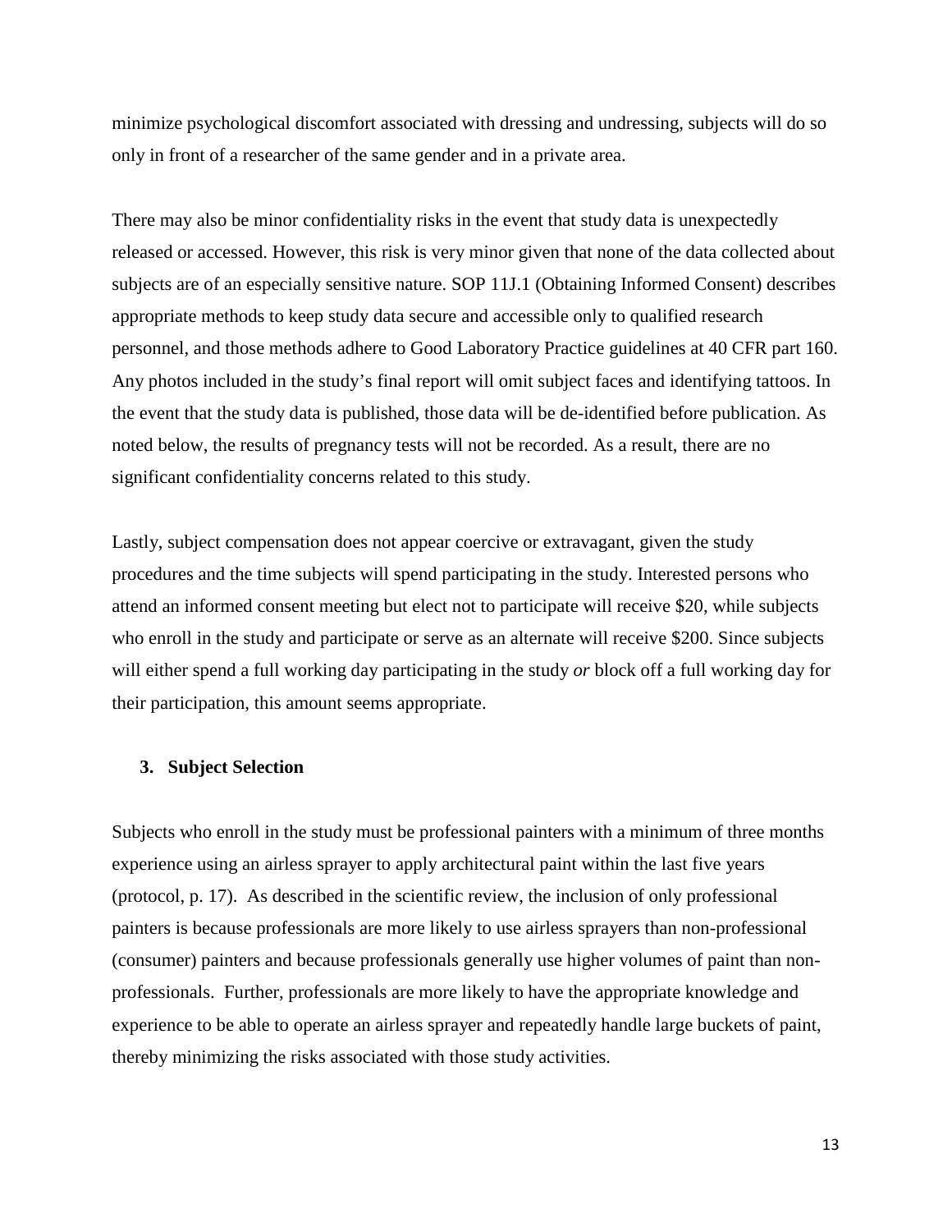minimize psychological discomfort associated with dressing and undressing, subjects will do so only in front of a researcher of the same gender and in a private area.

There may also be minor confidentiality risks in the event that study data is unexpectedly released or accessed. However, this risk is very minor given that none of the data collected about subjects are of an especially sensitive nature. SOP 11J.1 (Obtaining Informed Consent) describes appropriate methods to keep study data secure and accessible only to qualified research personnel, and those methods adhere to Good Laboratory Practice guidelines at 40 CFR part 160. Any photos included in the study's final report will omit subject faces and identifying tattoos. In the event that the study data is published, those data will be de-identified before publication. As noted below, the results of pregnancy tests will not be recorded. As a result, there are no significant confidentiality concerns related to this study.

Lastly, subject compensation does not appear coercive or extravagant, given the study procedures and the time subjects will spend participating in the study. Interested persons who attend an informed consent meeting but elect not to participate will receive $20, while subjects who enroll in the study and participate or serve as an alternate will receive $200. Since subjects will either spend a full working day participating in the study *or* block off a full working day for their participation, this amount seems appropriate.

### 3. Subject Selection

Subjects who enroll in the study must be professional painters with a minimum of three months experience using an airless sprayer to apply architectural paint within the last five years (protocol, p. 17). As described in the scientific review, the inclusion of only professional painters is because professionals are more likely to use airless sprayers than non-professional (consumer) painters and because professionals generally use higher volumes of paint than non-professionals. Further, professionals are more likely to have the appropriate knowledge and experience to be able to operate an airless sprayer and repeatedly handle large buckets of paint, thereby minimizing the risks associated with those study activities.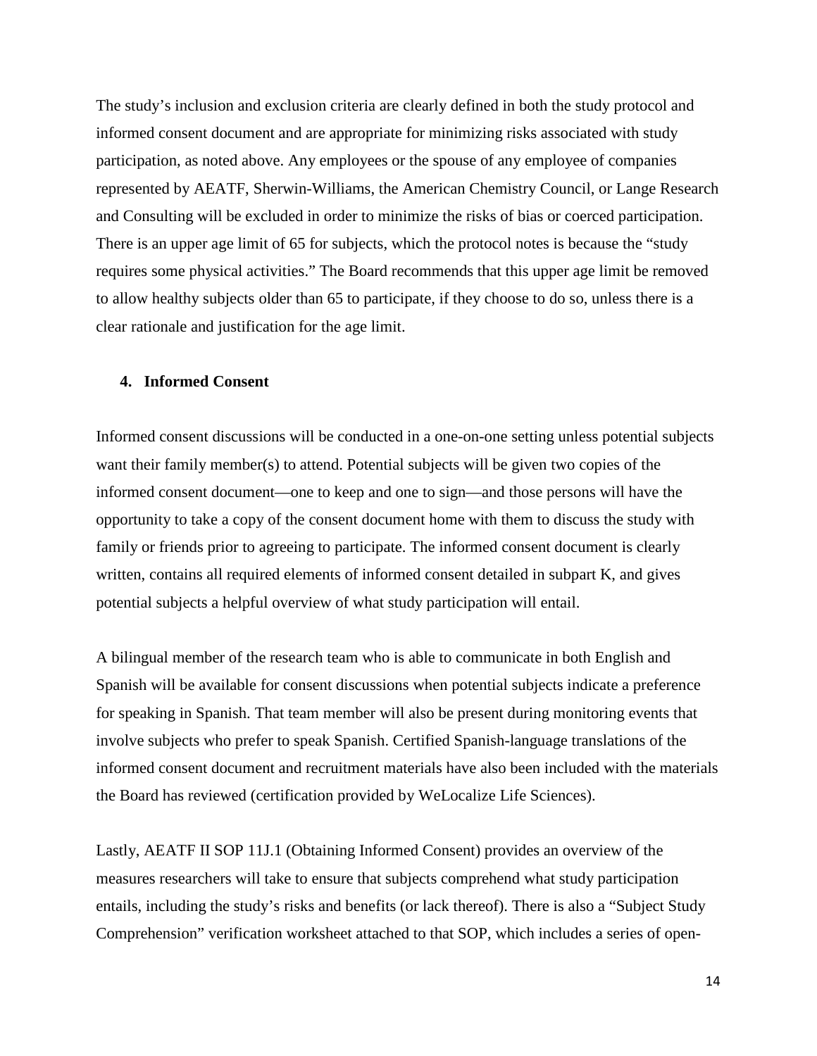The study's inclusion and exclusion criteria are clearly defined in both the study protocol and informed consent document and are appropriate for minimizing risks associated with study participation, as noted above. Any employees or the spouse of any employee of companies represented by AEATF, Sherwin-Williams, the American Chemistry Council, or Lange Research and Consulting will be excluded in order to minimize the risks of bias or coerced participation. There is an upper age limit of 65 for subjects, which the protocol notes is because the "study requires some physical activities." The Board recommends that this upper age limit be removed to allow healthy subjects older than 65 to participate, if they choose to do so, unless there is a clear rationale and justification for the age limit.

**4. Informed Consent**

Informed consent discussions will be conducted in a one-on-one setting unless potential subjects want their family member(s) to attend. Potential subjects will be given two copies of the informed consent document—one to keep and one to sign—and those persons will have the opportunity to take a copy of the consent document home with them to discuss the study with family or friends prior to agreeing to participate. The informed consent document is clearly written, contains all required elements of informed consent detailed in subpart K, and gives potential subjects a helpful overview of what study participation will entail.

A bilingual member of the research team who is able to communicate in both English and Spanish will be available for consent discussions when potential subjects indicate a preference for speaking in Spanish. That team member will also be present during monitoring events that involve subjects who prefer to speak Spanish. Certified Spanish-language translations of the informed consent document and recruitment materials have also been included with the materials the Board has reviewed (certification provided by WeLocalize Life Sciences).

Lastly, AEATF II SOP 11J.1 (Obtaining Informed Consent) provides an overview of the measures researchers will take to ensure that subjects comprehend what study participation entails, including the study's risks and benefits (or lack thereof). There is also a "Subject Study Comprehension" verification worksheet attached to that SOP, which includes a series of open-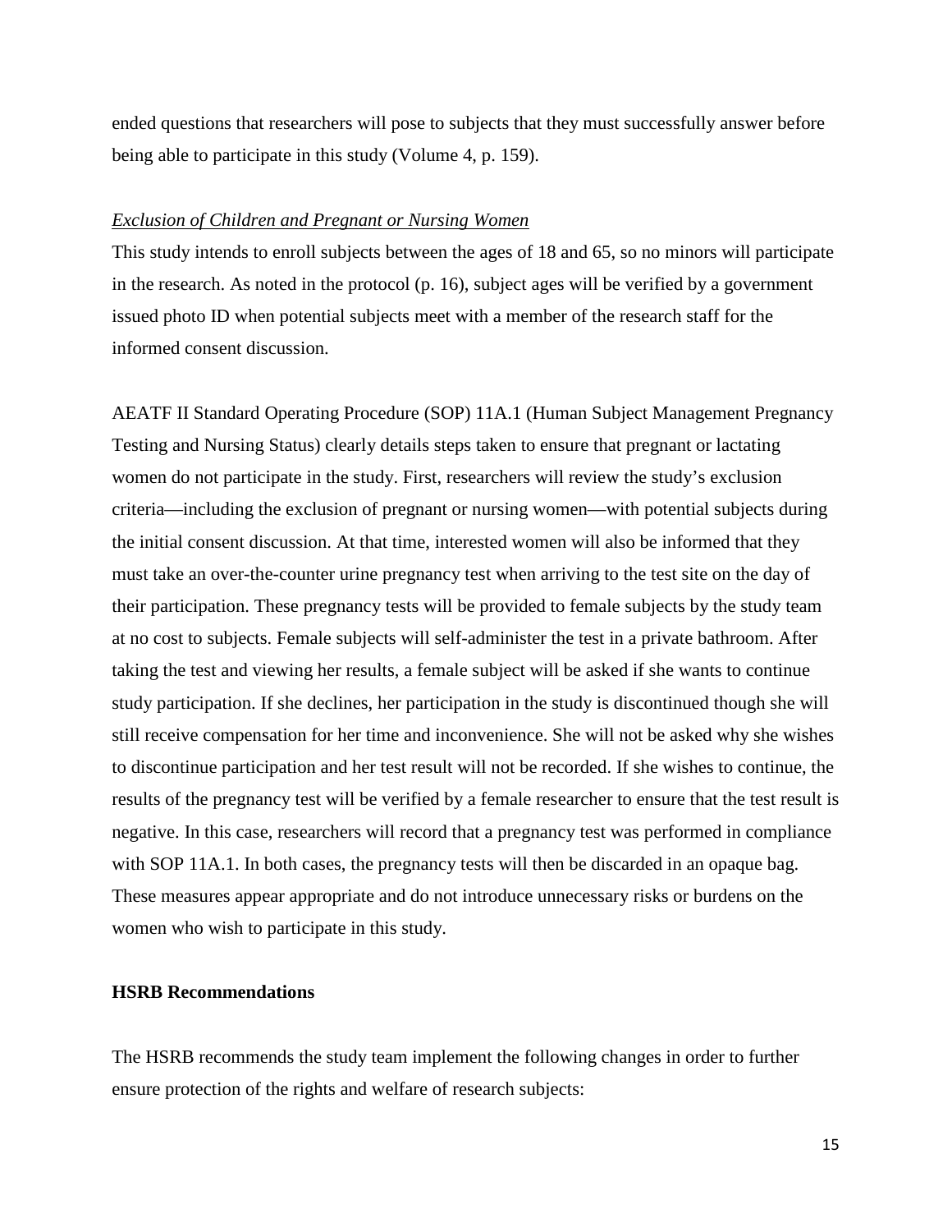ended questions that researchers will pose to subjects that they must successfully answer before being able to participate in this study (Volume 4, p. 159).

*Exclusion of Children and Pregnant or Nursing Women*

This study intends to enroll subjects between the ages of 18 and 65, so no minors will participate in the research. As noted in the protocol (p. 16), subject ages will be verified by a government issued photo ID when potential subjects meet with a member of the research staff for the informed consent discussion.

AEATF II Standard Operating Procedure (SOP) 11A.1 (Human Subject Management Pregnancy Testing and Nursing Status) clearly details steps taken to ensure that pregnant or lactating women do not participate in the study. First, researchers will review the study's exclusion criteria—including the exclusion of pregnant or nursing women—with potential subjects during the initial consent discussion. At that time, interested women will also be informed that they must take an over-the-counter urine pregnancy test when arriving to the test site on the day of their participation. These pregnancy tests will be provided to female subjects by the study team at no cost to subjects. Female subjects will self-administer the test in a private bathroom. After taking the test and viewing her results, a female subject will be asked if she wants to continue study participation. If she declines, her participation in the study is discontinued though she will still receive compensation for her time and inconvenience. She will not be asked why she wishes to discontinue participation and her test result will not be recorded. If she wishes to continue, the results of the pregnancy test will be verified by a female researcher to ensure that the test result is negative. In this case, researchers will record that a pregnancy test was performed in compliance with SOP 11A.1. In both cases, the pregnancy tests will then be discarded in an opaque bag. These measures appear appropriate and do not introduce unnecessary risks or burdens on the women who wish to participate in this study.

**HSRB Recommendations**

The HSRB recommends the study team implement the following changes in order to further ensure protection of the rights and welfare of research subjects: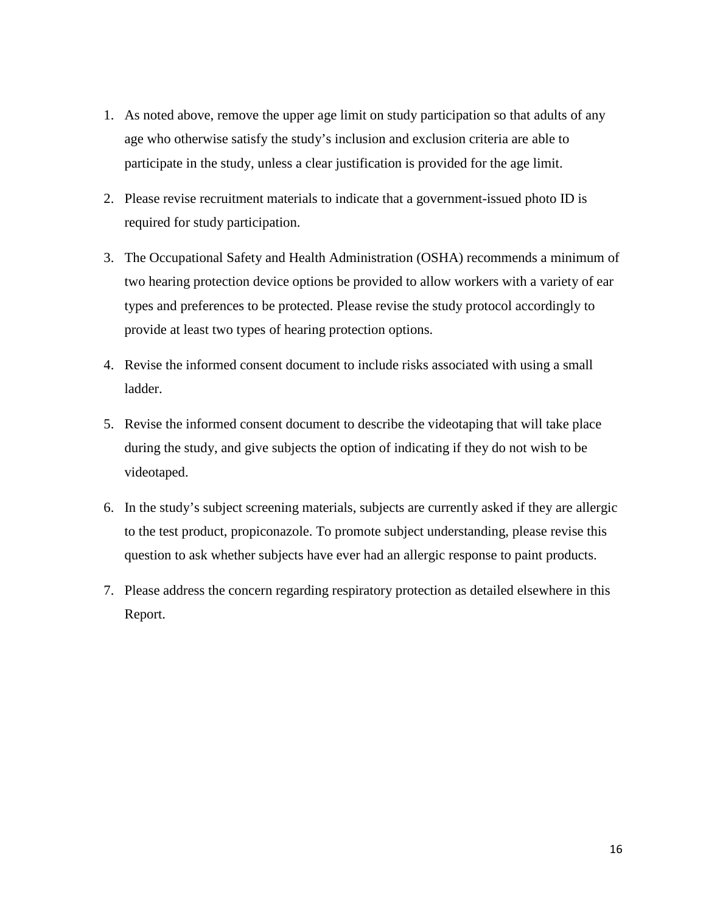1. As noted above, remove the upper age limit on study participation so that adults of any age who otherwise satisfy the study's inclusion and exclusion criteria are able to participate in the study, unless a clear justification is provided for the age limit.

2. Please revise recruitment materials to indicate that a government-issued photo ID is required for study participation.

3. The Occupational Safety and Health Administration (OSHA) recommends a minimum of two hearing protection device options be provided to allow workers with a variety of ear types and preferences to be protected. Please revise the study protocol accordingly to provide at least two types of hearing protection options.

4. Revise the informed consent document to include risks associated with using a small ladder.

5. Revise the informed consent document to describe the videotaping that will take place during the study, and give subjects the option of indicating if they do not wish to be videotaped.

6. In the study's subject screening materials, subjects are currently asked if they are allergic to the test product, propiconazole. To promote subject understanding, please revise this question to ask whether subjects have ever had an allergic response to paint products.

7. Please address the concern regarding respiratory protection as detailed elsewhere in this Report.